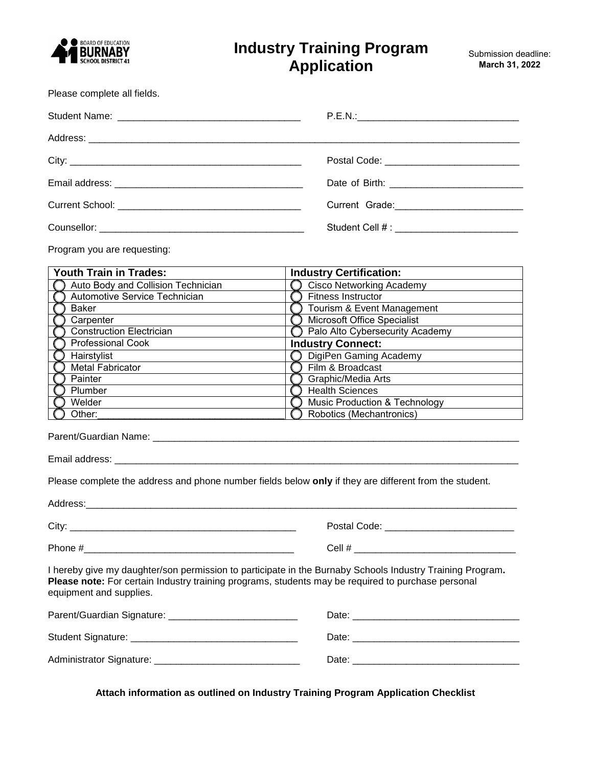BOARD OF EDUCATION BURNABY SCHOOL DISTRICT 41

# Industry Training Program Application

Submission deadline: **March 31, 2022**

Please complete all fields.

Student Name: ________________________________ P.E.N.:____________________________

Address: ___________________________________________________________________________

City: _________________________________________ Postal Code: ________________________

Email address: ___________________________________ Date of Birth: ________________________

Current School: _________________________________ Current Grade:_______________________

Counsellor: _____________________________________ Student Cell # : ______________________

Program you are requesting:

| **Youth Train in Trades:** | **Industry Certification:** |
|---|---|
| ◯ Auto Body and Collision Technician | ◯ Cisco Networking Academy |
| ◯ Automotive Service Technician | ◯ Fitness Instructor |
| ◯ Baker | ◯ Tourism & Event Management |
| ◯ Carpenter | ◯ Microsoft Office Specialist |
| ◯ Construction Electrician | ◯ Palo Alto Cybersecurity Academy |
| ◯ Professional Cook | **Industry Connect:** |
| ◯ Hairstylist | ◯ DigiPen Gaming Academy |
| ◯ Metal Fabricator | ◯ Film & Broadcast |
| ◯ Painter | ◯ Graphic/Media Arts |
| ◯ Plumber | ◯ Health Sciences |
| ◯ Welder | ◯ Music Production & Technology |
| ◯ Other:_______________________________ | ◯ Robotics (Mechantronics) |

Parent/Guardian Name: ______________________________________________________________

Email address: ______________________________________________________________________

Please complete the address and phone number fields below **only** if they are different from the student.

Address:____________________________________________________________________________

City: _________________________________________ Postal Code: _______________________

Phone #_____________________________________ Cell # _____________________________

I hereby give my daughter/son permission to participate in the Burnaby Schools Industry Training Program**.**
**Please note:** For certain Industry training programs, students may be required to purchase personal equipment and supplies.

Parent/Guardian Signature: _______________________ Date: ______________________________

Student Signature: _______________________________ Date: ______________________________

Administrator Signature: ___________________________ Date: ______________________________

**Attach information as outlined on Industry Training Program Application Checklist**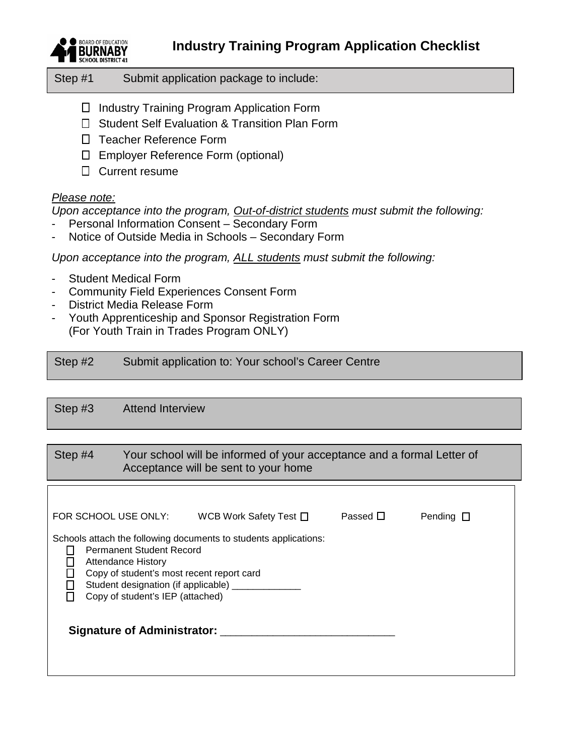BOARD OF EDUCATION BURNABY SCHOOL DISTRICT 41

# Industry Training Program Application Checklist

**Step #1** Submit application package to include:

- ☐ Industry Training Program Application Form
- ☐ Student Self Evaluation & Transition Plan Form
- ☐ Teacher Reference Form
- ☐ Employer Reference Form (optional)
- ☐ Current resume

*Please note:*

*Upon acceptance into the program, Out-of-district students must submit the following:*

- Personal Information Consent – Secondary Form
- Notice of Outside Media in Schools – Secondary Form

*Upon acceptance into the program, ALL students must submit the following:*

- Student Medical Form
- Community Field Experiences Consent Form
- District Media Release Form
- Youth Apprenticeship and Sponsor Registration Form (For Youth Train in Trades Program ONLY)

**Step #2** Submit application to: Your school's Career Centre

**Step #3** Attend Interview

**Step #4** Your school will be informed of your acceptance and a formal Letter of Acceptance will be sent to your home

---

FOR SCHOOL USE ONLY: WCB Work Safety Test ☐ Passed ☐ Pending ☐

Schools attach the following documents to students applications:

- ☐ Permanent Student Record
- ☐ Attendance History
- ☐ Copy of student's most recent report card
- ☐ Student designation (if applicable) _____________
- ☐ Copy of student's IEP (attached)

**Signature of Administrator:** ____________________________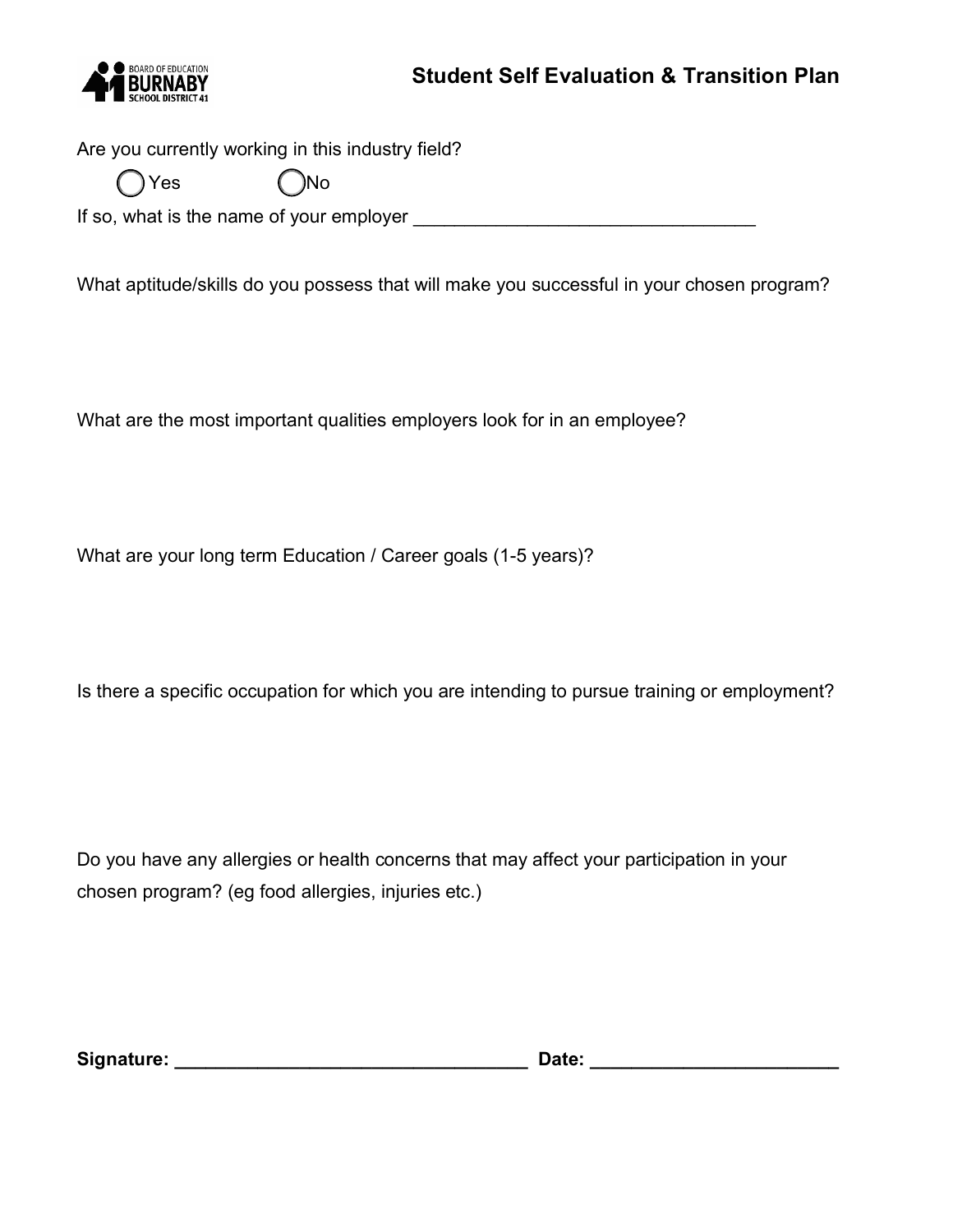BOARD OF EDUCATION BURNABY SCHOOL DISTRICT 41

# Student Self Evaluation & Transition Plan

Are you currently working in this industry field?

◯ Yes ◯ No

If so, what is the name of your employer _________________________________

What aptitude/skills do you possess that will make you successful in your chosen program?

What are the most important qualities employers look for in an employee?

What are your long term Education / Career goals (1-5 years)?

Is there a specific occupation for which you are intending to pursue training or employment?

Do you have any allergies or health concerns that may affect your participation in your chosen program? (eg food allergies, injuries etc.)

**Signature:** __________________________________ **Date:** ________________________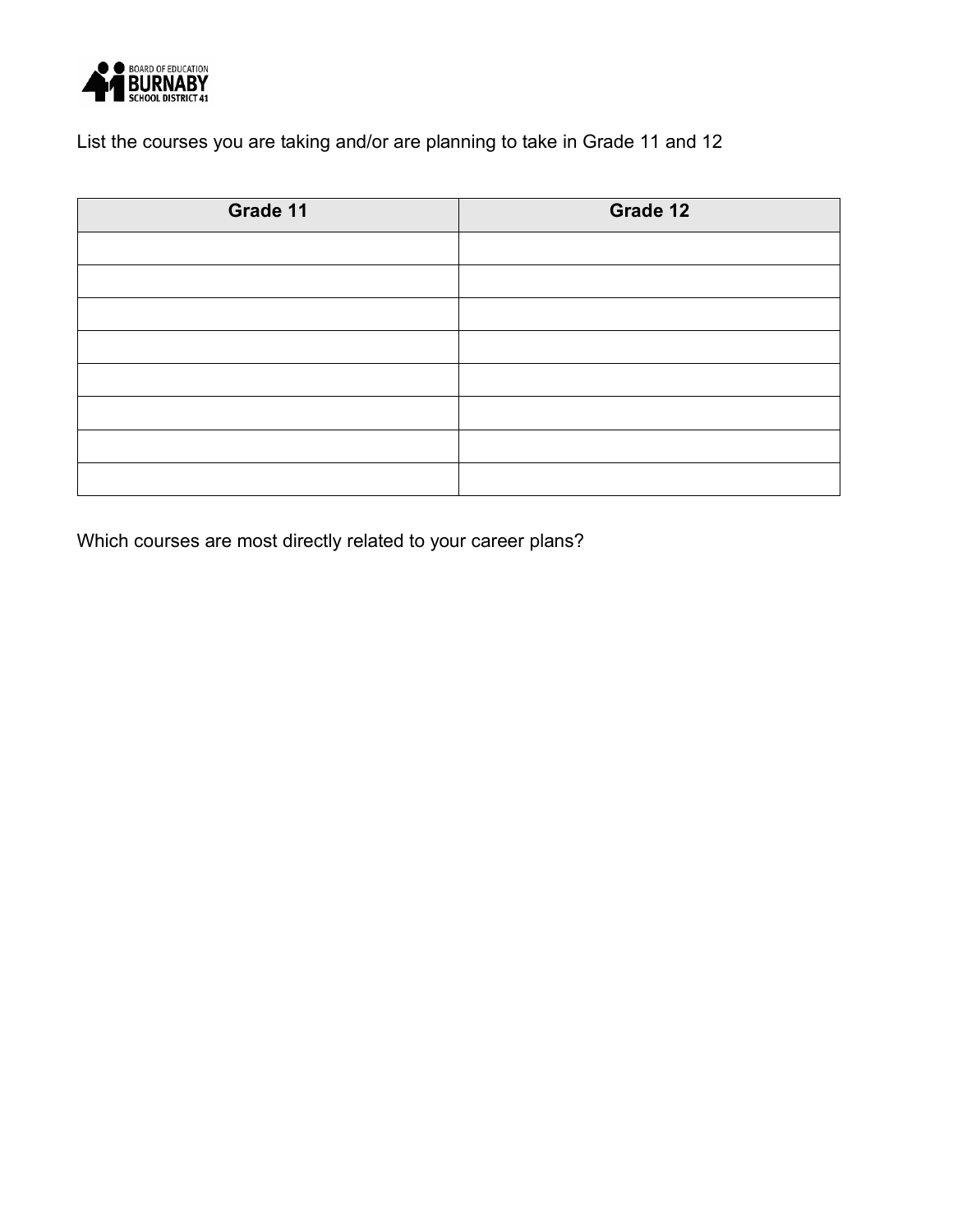List the courses you are taking and/or are planning to take in Grade 11 and 12

| Grade 11 | Grade 12 |
|---|---|
| | |
| | |
| | |
| | |
| | |
| | |
| | |
| | |

Which courses are most directly related to your career plans?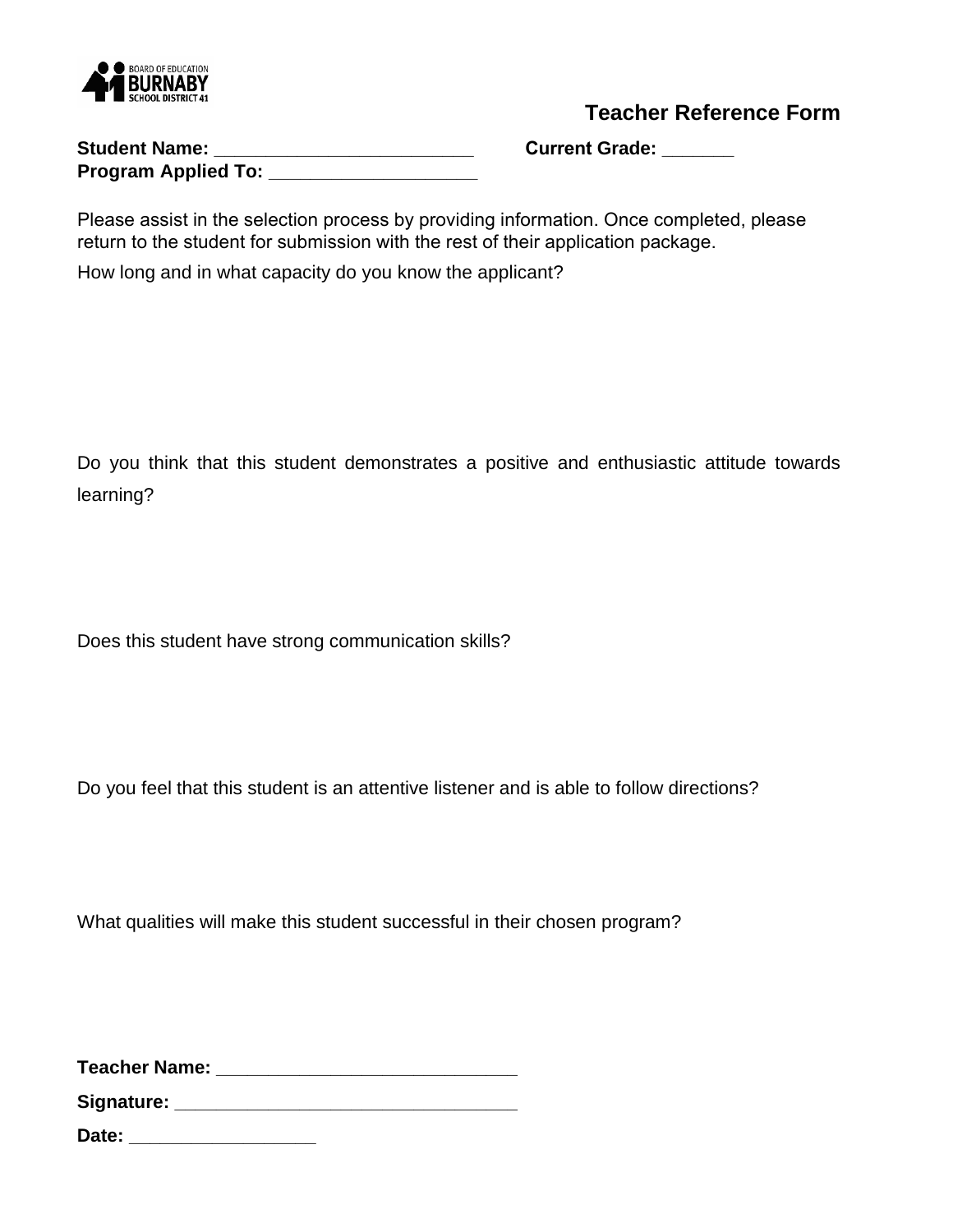BOARD OF EDUCATION
BURNABY
SCHOOL DISTRICT 41

## Teacher Reference Form

**Student Name: _________________________** **Current Grade: _______**
**Program Applied To: ____________________**

Please assist in the selection process by providing information. Once completed, please return to the student for submission with the rest of their application package.

How long and in what capacity do you know the applicant?

Do you think that this student demonstrates a positive and enthusiastic attitude towards learning?

Does this student have strong communication skills?

Do you feel that this student is an attentive listener and is able to follow directions?

What qualities will make this student successful in their chosen program?

**Teacher Name: _____________________________**

**Signature: _________________________________**

**Date: __________________**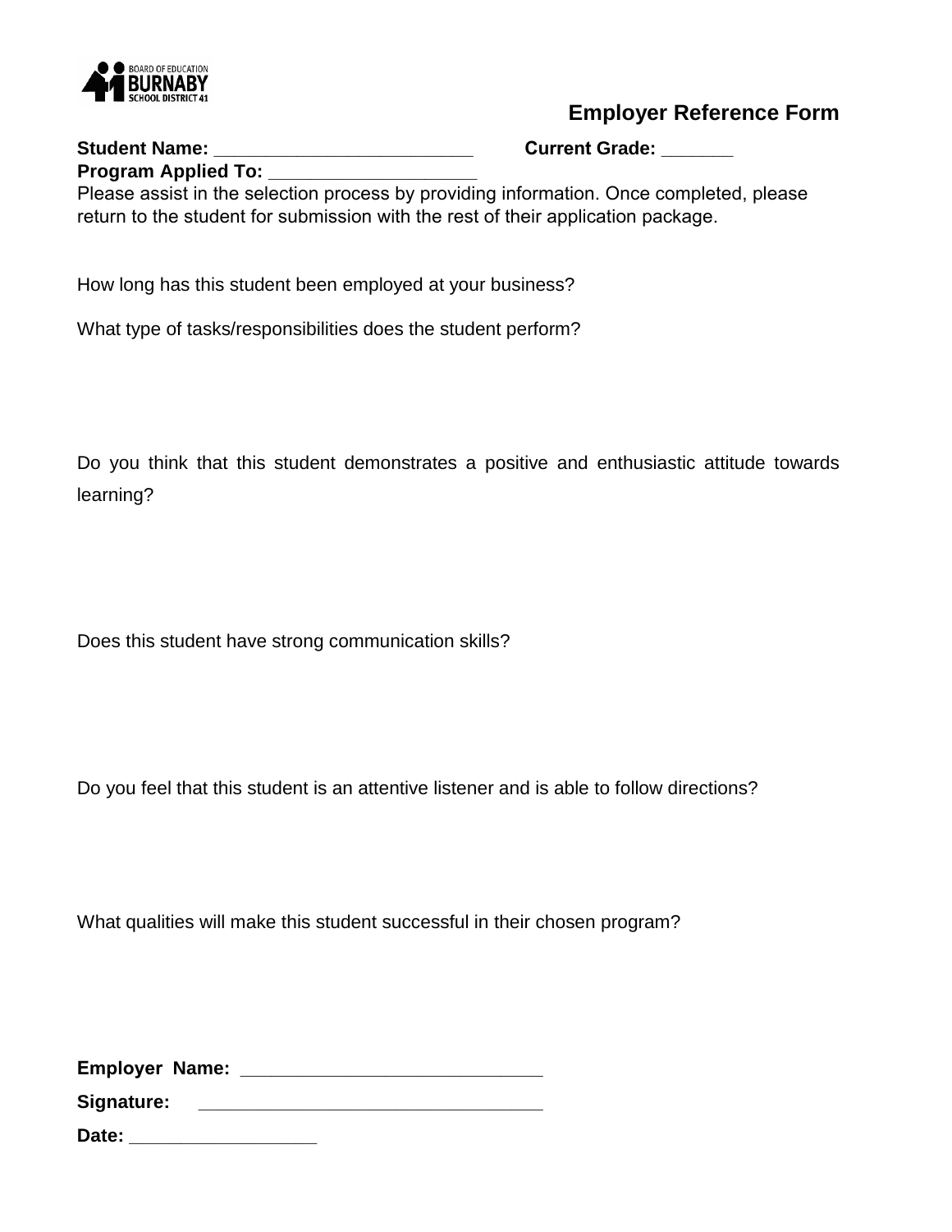BOARD OF EDUCATION
BURNABY
SCHOOL DISTRICT 41

## Employer Reference Form

**Student Name: _________________________ Current Grade: _______**
**Program Applied To: ____________________**

Please assist in the selection process by providing information. Once completed, please return to the student for submission with the rest of their application package.

How long has this student been employed at your business?

What type of tasks/responsibilities does the student perform?

Do you think that this student demonstrates a positive and enthusiastic attitude towards learning?

Does this student have strong communication skills?

Do you feel that this student is an attentive listener and is able to follow directions?

What qualities will make this student successful in their chosen program?

**Employer Name: _____________________________**

**Signature: _________________________________**

**Date: __________________**